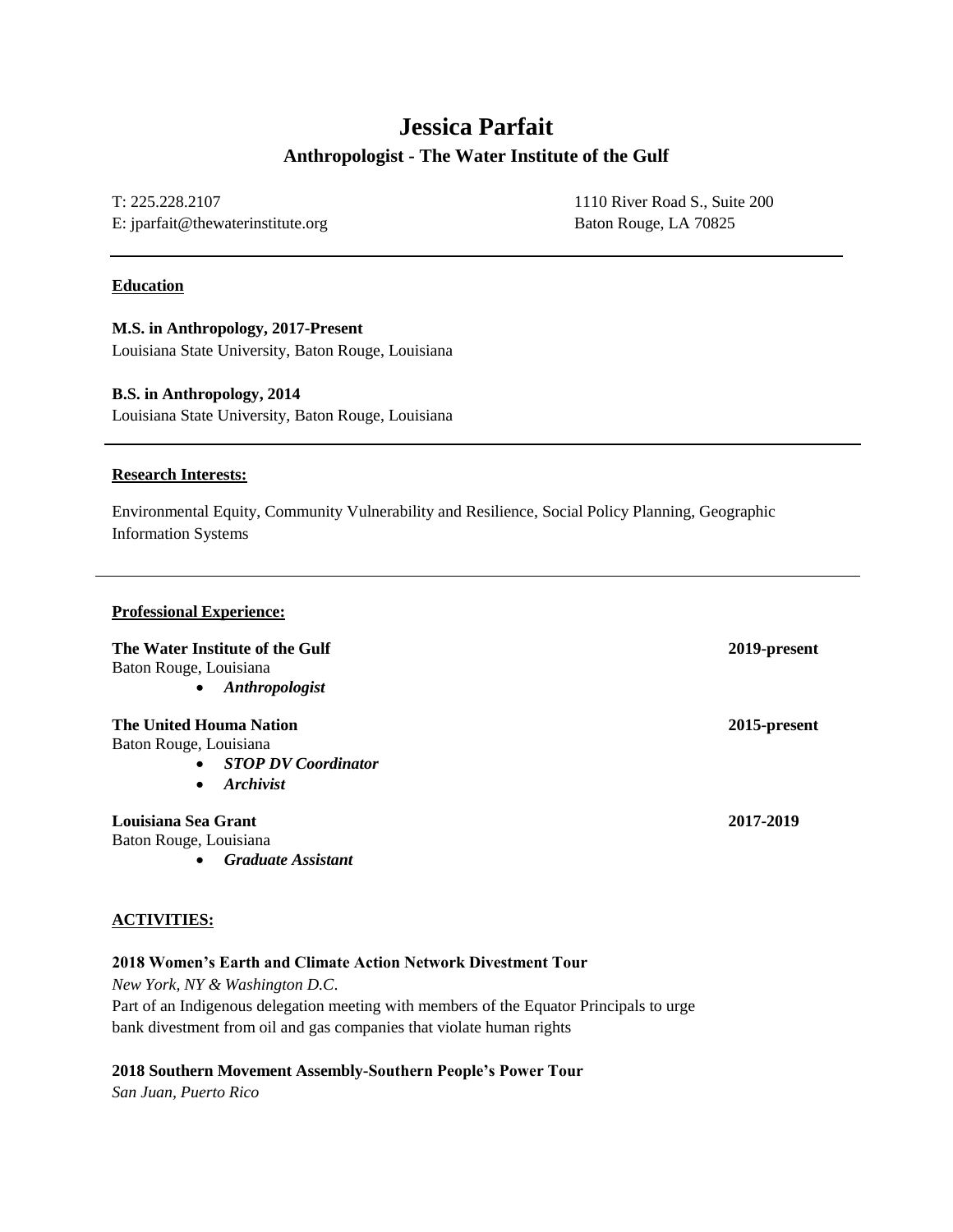# Jessica Parfait

## Anthropologist - The Water Institute of the Gulf

T: 225.228.2107
E: jparfait@thewaterinstitute.org

1110 River Road S., Suite 200
Baton Rouge, LA 70825

---

**Education**

**M.S. in Anthropology, 2017-Present**
Louisiana State University, Baton Rouge, Louisiana

**B.S. in Anthropology, 2014**
Louisiana State University, Baton Rouge, Louisiana

---

**Research Interests:**

Environmental Equity, Community Vulnerability and Resilience, Social Policy Planning, Geographic Information Systems

---

**Professional Experience:**

**The Water Institute of the Gulf** **2019-present**
Baton Rouge, Louisiana

- ***Anthropologist***

**The United Houma Nation** **2015-present**
Baton Rouge, Louisiana

- ***STOP DV Coordinator***
- ***Archivist***

**Louisiana Sea Grant** **2017-2019**
Baton Rouge, Louisiana

- ***Graduate Assistant***

**ACTIVITIES:**

**2018 Women's Earth and Climate Action Network Divestment Tour**
*New York, NY & Washington D.C.*
Part of an Indigenous delegation meeting with members of the Equator Principals to urge bank divestment from oil and gas companies that violate human rights

**2018 Southern Movement Assembly-Southern People's Power Tour**
*San Juan, Puerto Rico*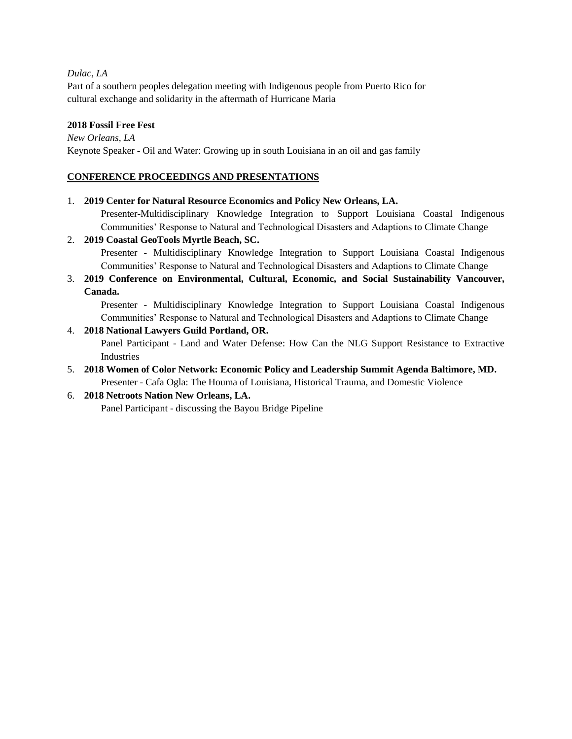*Dulac, LA*
Part of a southern peoples delegation meeting with Indigenous people from Puerto Rico for cultural exchange and solidarity in the aftermath of Hurricane Maria

**2018 Fossil Free Fest**
*New Orleans, LA*
Keynote Speaker - Oil and Water: Growing up in south Louisiana in an oil and gas family

## CONFERENCE PROCEEDINGS AND PRESENTATIONS

1. **2019 Center for Natural Resource Economics and Policy New Orleans, LA.**
   Presenter-Multidisciplinary Knowledge Integration to Support Louisiana Coastal Indigenous Communities' Response to Natural and Technological Disasters and Adaptions to Climate Change
2. **2019 Coastal GeoTools Myrtle Beach, SC.**
   Presenter - Multidisciplinary Knowledge Integration to Support Louisiana Coastal Indigenous Communities' Response to Natural and Technological Disasters and Adaptions to Climate Change
3. **2019 Conference on Environmental, Cultural, Economic, and Social Sustainability Vancouver, Canada.**
   Presenter - Multidisciplinary Knowledge Integration to Support Louisiana Coastal Indigenous Communities' Response to Natural and Technological Disasters and Adaptions to Climate Change
4. **2018 National Lawyers Guild Portland, OR.**
   Panel Participant - Land and Water Defense: How Can the NLG Support Resistance to Extractive Industries
5. **2018 Women of Color Network: Economic Policy and Leadership Summit Agenda Baltimore, MD.**
   Presenter - Cafa Ogla: The Houma of Louisiana, Historical Trauma, and Domestic Violence
6. **2018 Netroots Nation New Orleans, LA.**
   Panel Participant - discussing the Bayou Bridge Pipeline